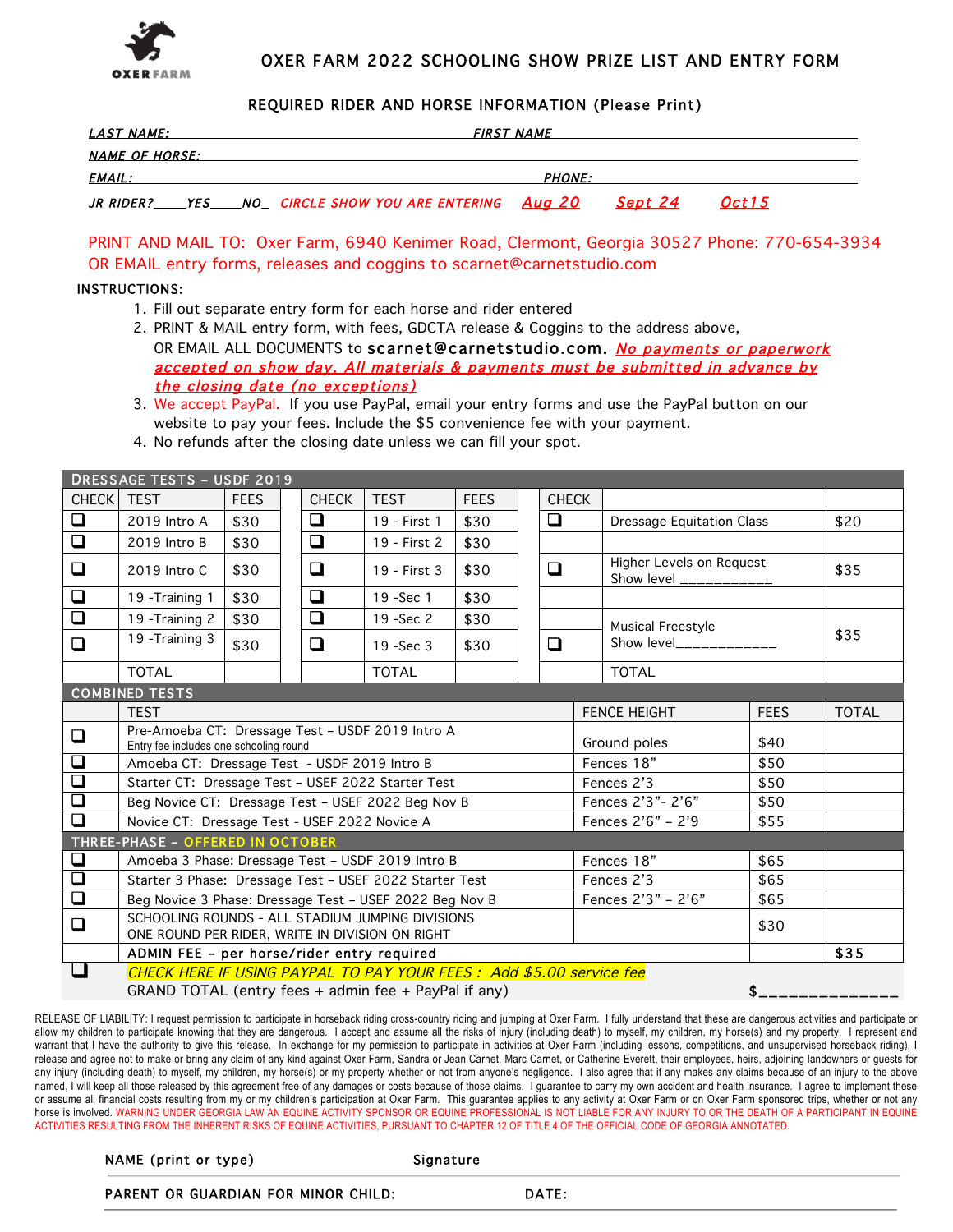OXER FARM

# OXER FARM 2022 SCHOOLING SHOW PRIZE LIST AND ENTRY FORM

## REQUIRED RIDER AND HORSE INFORMATION (Please Print)

*LAST NAME:* ________________________ *FIRST NAME* ________________________

*NAME OF HORSE:* ________________________________________________

*EMAIL:* ________________________ *PHONE:* ________________________

*JR RIDER?*____*YES*____*NO*_ *CIRCLE SHOW YOU ARE ENTERING* ***Aug 20*** ***Sept 24*** ***Oct15***

PRINT AND MAIL TO: Oxer Farm, 6940 Kenimer Road, Clermont, Georgia 30527 Phone: 770-654-3934
OR EMAIL entry forms, releases and coggins to scarnet@carnetstudio.com

INSTRUCTIONS:

1. Fill out separate entry form for each horse and rider entered
2. PRINT & MAIL entry form, with fees, GDCTA release & Coggins to the address above, OR EMAIL ALL DOCUMENTS to **scarnet@carnetstudio.com.** ***No payments or paperwork accepted on show day. All materials & payments must be submitted in advance by the closing date (no exceptions)***
3. We accept PayPal. If you use PayPal, email your entry forms and use the PayPal button on our website to pay your fees. Include the $5 convenience fee with your payment.
4. No refunds after the closing date unless we can fill your spot.

| DRESSAGE TESTS – USDF 2019 | | | | | | | | | |
|---|---|---|---|---|---|---|---|---|---|
| CHECK | TEST | FEES | | CHECK | TEST | FEES | | CHECK | | |
| ❑ | 2019 Intro A | $30 | | ❑ | 19 - First 1 | $30 | | ❑ | Dressage Equitation Class | $20 |
| ❑ | 2019 Intro B | $30 | | ❑ | 19 - First 2 | $30 | | | | |
| ❑ | 2019 Intro C | $30 | | ❑ | 19 - First 3 | $30 | | ❑ | Higher Levels on Request Show level ___________ | $35 |
| ❑ | 19 -Training 1 | $30 | | ❑ | 19 -Sec 1 | $30 | | | | |
| ❑ | 19 -Training 2 | $30 | | ❑ | 19 -Sec 2 | $30 | | | Musical Freestyle Show level____________ | $35 |
| ❑ | 19 -Training 3 | $30 | | ❑ | 19 -Sec 3 | $30 | | ❑ | | |
| | TOTAL | | | | TOTAL | | | | TOTAL | |

| COMBINED TESTS | | | | |
|---|---|---|---|---|
| | TEST | FENCE HEIGHT | FEES | TOTAL |
| ❑ | Pre-Amoeba CT: Dressage Test – USDF 2019 Intro A<br>Entry fee includes one schooling round | Ground poles | $40 | |
| ❑ | Amoeba CT: Dressage Test - USDF 2019 Intro B | Fences 18" | $50 | |
| ❑ | Starter CT: Dressage Test – USEF 2022 Starter Test | Fences 2'3 | $50 | |
| ❑ | Beg Novice CT: Dressage Test – USEF 2022 Beg Nov B | Fences 2'3"- 2'6" | $50 | |
| ❑ | Novice CT: Dressage Test - USEF 2022 Novice A | Fences 2'6" – 2'9 | $55 | |
| **THREE-PHASE – OFFERED IN OCTOBER** | | | | |
| ❑ | Amoeba 3 Phase: Dressage Test – USDF 2019 Intro B | Fences 18" | $65 | |
| ❑ | Starter 3 Phase: Dressage Test – USEF 2022 Starter Test | Fences 2'3 | $65 | |
| ❑ | Beg Novice 3 Phase: Dressage Test – USEF 2022 Beg Nov B | Fences 2'3" – 2'6" | $65 | |
| ❑ | SCHOOLING ROUNDS - ALL STADIUM JUMPING DIVISIONS<br>ONE ROUND PER RIDER, WRITE IN DIVISION ON RIGHT | | $30 | |
| | **ADMIN FEE – per horse/rider entry required** | | | **$35** |
| ❑ | *CHECK HERE IF USING PAYPAL TO PAY YOUR FEES : Add $5.00 service fee* | | | |
| | GRAND TOTAL (entry fees + admin fee + PayPal if any) | | **$**______________ | |

RELEASE OF LIABILITY: I request permission to participate in horseback riding cross-country riding and jumping at Oxer Farm. I fully understand that these are dangerous activities and participate or allow my children to participate knowing that they are dangerous. I accept and assume all the risks of injury (including death) to myself, my children, my horse(s) and my property. I represent and warrant that I have the authority to give this release. In exchange for my permission to participate in activities at Oxer Farm (including lessons, competitions, and unsupervised horseback riding), I release and agree not to make or bring any claim of any kind against Oxer Farm, Sandra or Jean Carnet, Marc Carnet, or Catherine Everett, their employees, heirs, adjoining landowners or guests for any injury (including death) to myself, my children, my horse(s) or my property whether or not from anyone's negligence. I also agree that if any makes any claims because of an injury to the above named, I will keep all those released by this agreement free of any damages or costs because of those claims. I guarantee to carry my own accident and health insurance. I agree to implement these or assume all financial costs resulting from my or my children's participation at Oxer Farm. This guarantee applies to any activity at Oxer Farm or on Oxer Farm sponsored trips, whether or not any horse is involved. WARNING UNDER GEORGIA LAW AN EQUINE ACTIVITY SPONSOR OR EQUINE PROFESSIONAL IS NOT LIABLE FOR ANY INJURY TO OR THE DEATH OF A PARTICIPANT IN EQUINE ACTIVITIES RESULTING FROM THE INHERENT RISKS OF EQUINE ACTIVITIES, PURSUANT TO CHAPTER 12 OF TITLE 4 OF THE OFFICIAL CODE OF GEORGIA ANNOTATED.

NAME (print or type) ________________________ Signature ________________________

PARENT OR GUARDIAN FOR MINOR CHILD: ________________________ DATE: ________________________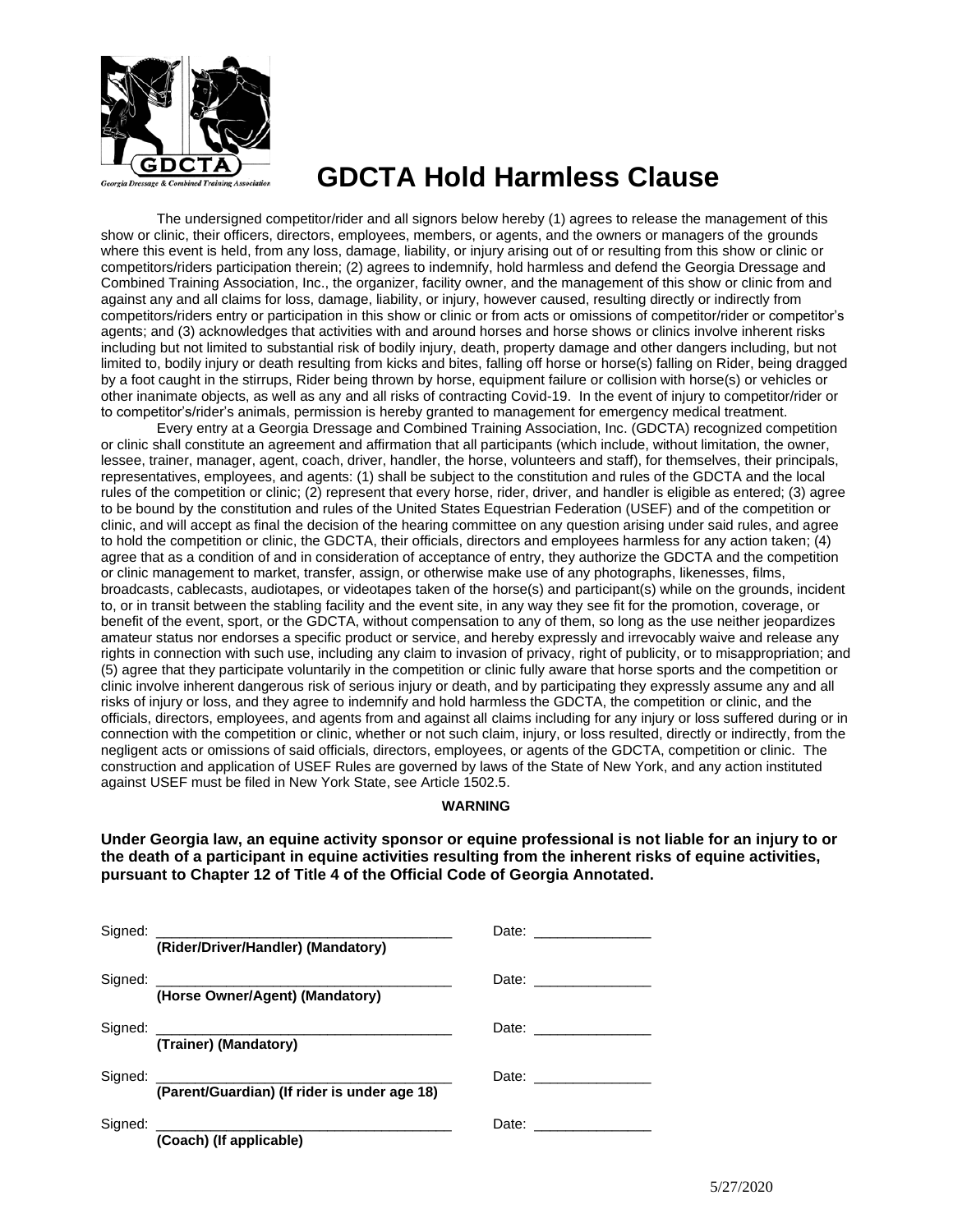# GDCTA Hold Harmless Clause

The undersigned competitor/rider and all signors below hereby (1) agrees to release the management of this show or clinic, their officers, directors, employees, members, or agents, and the owners or managers of the grounds where this event is held, from any loss, damage, liability, or injury arising out of or resulting from this show or clinic or competitors/riders participation therein; (2) agrees to indemnify, hold harmless and defend the Georgia Dressage and Combined Training Association, Inc., the organizer, facility owner, and the management of this show or clinic from and against any and all claims for loss, damage, liability, or injury, however caused, resulting directly or indirectly from competitors/riders entry or participation in this show or clinic or from acts or omissions of competitor/rider or competitor's agents; and (3) acknowledges that activities with and around horses and horse shows or clinics involve inherent risks including but not limited to substantial risk of bodily injury, death, property damage and other dangers including, but not limited to, bodily injury or death resulting from kicks and bites, falling off horse or horse(s) falling on Rider, being dragged by a foot caught in the stirrups, Rider being thrown by horse, equipment failure or collision with horse(s) or vehicles or other inanimate objects, as well as any and all risks of contracting Covid-19. In the event of injury to competitor/rider or to competitor's/rider's animals, permission is hereby granted to management for emergency medical treatment.

Every entry at a Georgia Dressage and Combined Training Association, Inc. (GDCTA) recognized competition or clinic shall constitute an agreement and affirmation that all participants (which include, without limitation, the owner, lessee, trainer, manager, agent, coach, driver, handler, the horse, volunteers and staff), for themselves, their principals, representatives, employees, and agents: (1) shall be subject to the constitution and rules of the GDCTA and the local rules of the competition or clinic; (2) represent that every horse, rider, driver, and handler is eligible as entered; (3) agree to be bound by the constitution and rules of the United States Equestrian Federation (USEF) and of the competition or clinic, and will accept as final the decision of the hearing committee on any question arising under said rules, and agree to hold the competition or clinic, the GDCTA, their officials, directors and employees harmless for any action taken; (4) agree that as a condition of and in consideration of acceptance of entry, they authorize the GDCTA and the competition or clinic management to market, transfer, assign, or otherwise make use of any photographs, likenesses, films, broadcasts, cablecasts, audiotapes, or videotapes taken of the horse(s) and participant(s) while on the grounds, incident to, or in transit between the stabling facility and the event site, in any way they see fit for the promotion, coverage, or benefit of the event, sport, or the GDCTA, without compensation to any of them, so long as the use neither jeopardizes amateur status nor endorses a specific product or service, and hereby expressly and irrevocably waive and release any rights in connection with such use, including any claim to invasion of privacy, right of publicity, or to misappropriation; and (5) agree that they participate voluntarily in the competition or clinic fully aware that horse sports and the competition or clinic involve inherent dangerous risk of serious injury or death, and by participating they expressly assume any and all risks of injury or loss, and they agree to indemnify and hold harmless the GDCTA, the competition or clinic, and the officials, directors, employees, and agents from and against all claims including for any injury or loss suffered during or in connection with the competition or clinic, whether or not such claim, injury, or loss resulted, directly or indirectly, from the negligent acts or omissions of said officials, directors, employees, or agents of the GDCTA, competition or clinic. The construction and application of USEF Rules are governed by laws of the State of New York, and any action instituted against USEF must be filed in New York State, see Article 1502.5.

**WARNING**

**Under Georgia law, an equine activity sponsor or equine professional is not liable for an injury to or the death of a participant in equine activities resulting from the inherent risks of equine activities, pursuant to Chapter 12 of Title 4 of the Official Code of Georgia Annotated.**

Signed: ______________________________________ Date: _______________
**(Rider/Driver/Handler) (Mandatory)**

Signed: ______________________________________ Date: _______________
**(Horse Owner/Agent) (Mandatory)**

Signed: ______________________________________ Date: _______________
**(Trainer) (Mandatory)**

Signed: ______________________________________ Date: _______________
**(Parent/Guardian) (If rider is under age 18)**

Signed: ______________________________________ Date: _______________
**(Coach) (If applicable)**

5/27/2020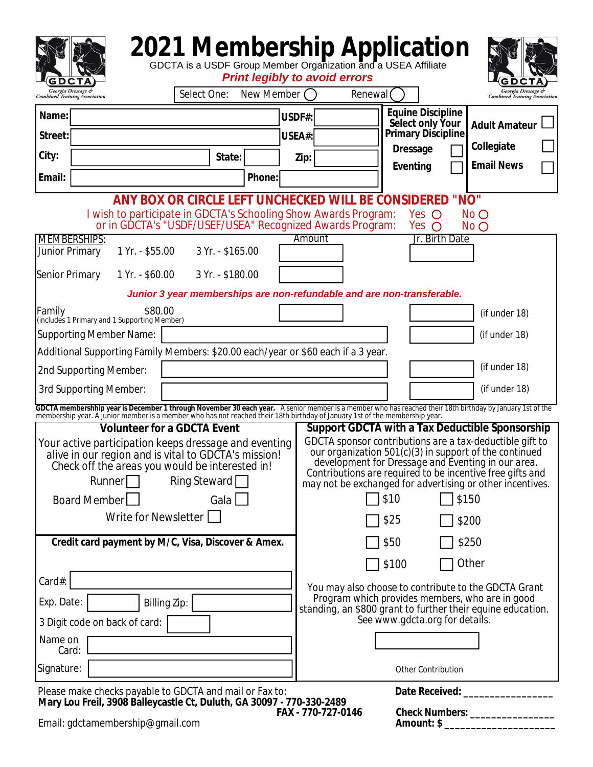# 2021 Membership Application

GDCTA is a USDF Group Member Organization and a USEA Affiliate

***Print legibly to avoid errors***

Select One: New Member ◯ Renewal ◯

Name: ______ USDF#: ______
Street: ______ USEA#: ______
City: ______ State: ______ Zip: ______
Email: ______ Phone: ______

**Equine Discipline Select only Your Primary Discipline**
- Dressage ☐
- Eventing ☐

- Adult Amateur ☐
- Collegiate ☐
- Email News ☐

**ANY BOX OR CIRCLE LEFT UNCHECKED WILL BE CONSIDERED "NO"**

I wish to participate in GDCTA's Schooling Show Awards Program: Yes ◯ No ◯
or in GDCTA's "USDF/USEF/USEA" Recognized Awards Program: Yes ◯ No ◯

| MEMBERSHIPS: | | | Amount | Jr. Birth Date |
|---|---|---|---|---|
| Junior Primary | 1 Yr. - $55.00 | 3 Yr. - $165.00 | | |
| Senior Primary | 1 Yr. - $60.00 | 3 Yr. - $180.00 | | |

***Junior 3 year memberships are non-refundable and are non-transferable.***

Family $80.00 (includes 1 Primary and 1 Supporting Member) ______ ______ (if under 18)

Supporting Member Name: ______ ______ (if under 18)

Additional Supporting Family Members: $20.00 each/year or $60 each if a 3 year.

2nd Supporting Member: ______ ______ (if under 18)

3rd Supporting Member: ______ ______ (if under 18)

**GDCTA membershhip year is December 1 through November 30 each year.** A senior member is a member who has reached their 18th birthday by January 1st of the membership year. A junior member is a member who has not reached their 18th birthday of January 1st of the membership year.

## Volunteer for a GDCTA Event

Your active participation keeps dressage and eventing alive in our region and is vital to GDCTA's mission! Check off the areas you would be interested in!

- Runner ☐
- Ring Steward ☐
- Board Member ☐
- Gala ☐
- Write for Newsletter ☐

## Support GDCTA with a Tax Deductible Sponsorship

GDCTA sponsor contributions are a tax-deductible gift to our organization 501(c)(3) in support of the continued development for Dressage and Eventing in our area. Contributions are required to be incentive free gifts and may not be exchanged for advertising or other incentives.

- ☐ $10
- ☐ $150
- ☐ $25
- ☐ $200
- ☐ $50
- ☐ $250
- ☐ $100
- ☐ Other

You may also choose to contribute to the GDCTA Grant Program which provides members, who are in good standing, an $800 grant to further their equine education. See www.gdcta.org for details.

______
Other Contribution

**Credit card payment by M/C, Visa, Discover & Amex.**

Card#: ______
Exp. Date: ______ Billing Zip: ______
3 Digit code on back of card: ______
Name on Card: ______
Signature: ______

Please make checks payable to GDCTA and mail or Fax to:
**Mary Lou Freil, 3908 Balleycastle Ct, Duluth, GA 30097 - 770-330-2489**
**FAX - 770-727-0146**
Email: gdctamembership@gmail.com

**Date Received:** ________________
**Check Numbers:** ________________
**Amount: $** ____________________